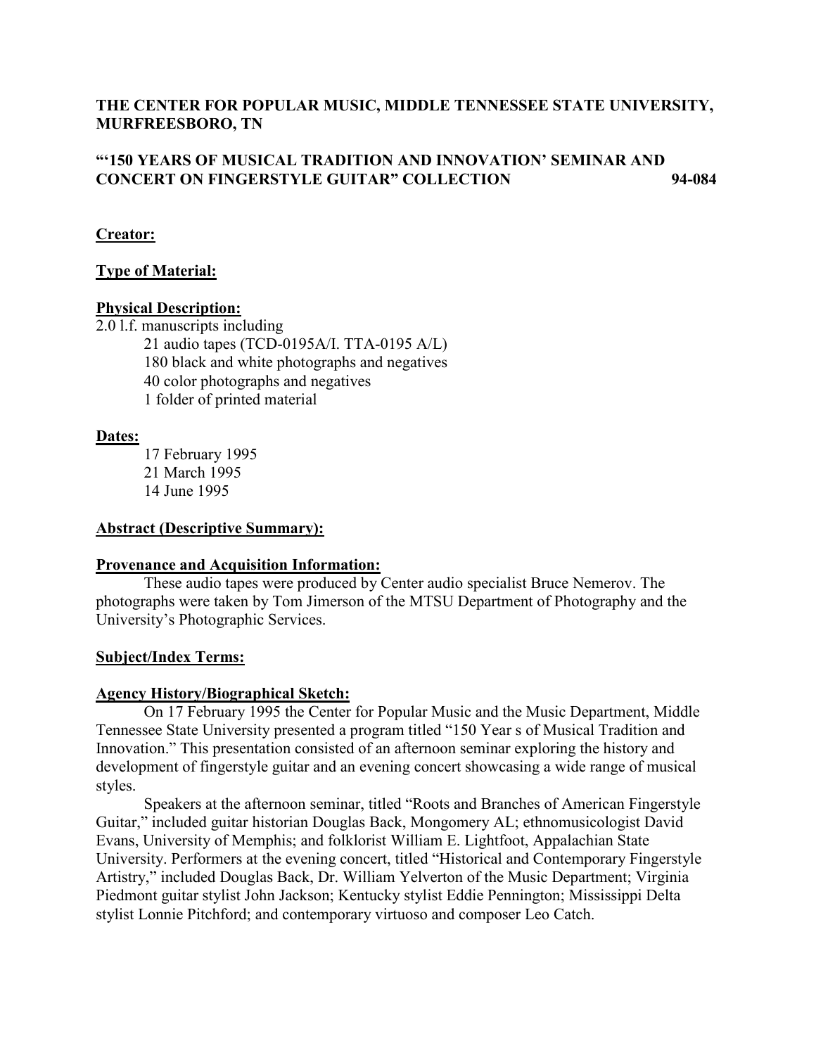**THE CENTER FOR POPULAR MUSIC, MIDDLE TENNESSEE STATE UNIVERSITY, MURFREESBORO, TN**

**"'150 YEARS OF MUSICAL TRADITION AND INNOVATION' SEMINAR AND CONCERT ON FINGERSTYLE GUITAR" COLLECTION 94-084**

**Creator:**

**Type of Material:**

**Physical Description:**

2.0 l.f. manuscripts including

- 21 audio tapes (TCD-0195A/I. TTA-0195 A/L)
- 180 black and white photographs and negatives
- 40 color photographs and negatives
- 1 folder of printed material

**Dates:**

- 17 February 1995
- 21 March 1995
- 14 June 1995

**Abstract (Descriptive Summary):**

**Provenance and Acquisition Information:**

These audio tapes were produced by Center audio specialist Bruce Nemerov. The photographs were taken by Tom Jimerson of the MTSU Department of Photography and the University's Photographic Services.

**Subject/Index Terms:**

**Agency History/Biographical Sketch:**

On 17 February 1995 the Center for Popular Music and the Music Department, Middle Tennessee State University presented a program titled "150 Year s of Musical Tradition and Innovation." This presentation consisted of an afternoon seminar exploring the history and development of fingerstyle guitar and an evening concert showcasing a wide range of musical styles.

Speakers at the afternoon seminar, titled "Roots and Branches of American Fingerstyle Guitar," included guitar historian Douglas Back, Mongomery AL; ethnomusicologist David Evans, University of Memphis; and folklorist William E. Lightfoot, Appalachian State University. Performers at the evening concert, titled "Historical and Contemporary Fingerstyle Artistry," included Douglas Back, Dr. William Yelverton of the Music Department; Virginia Piedmont guitar stylist John Jackson; Kentucky stylist Eddie Pennington; Mississippi Delta stylist Lonnie Pitchford; and contemporary virtuoso and composer Leo Catch.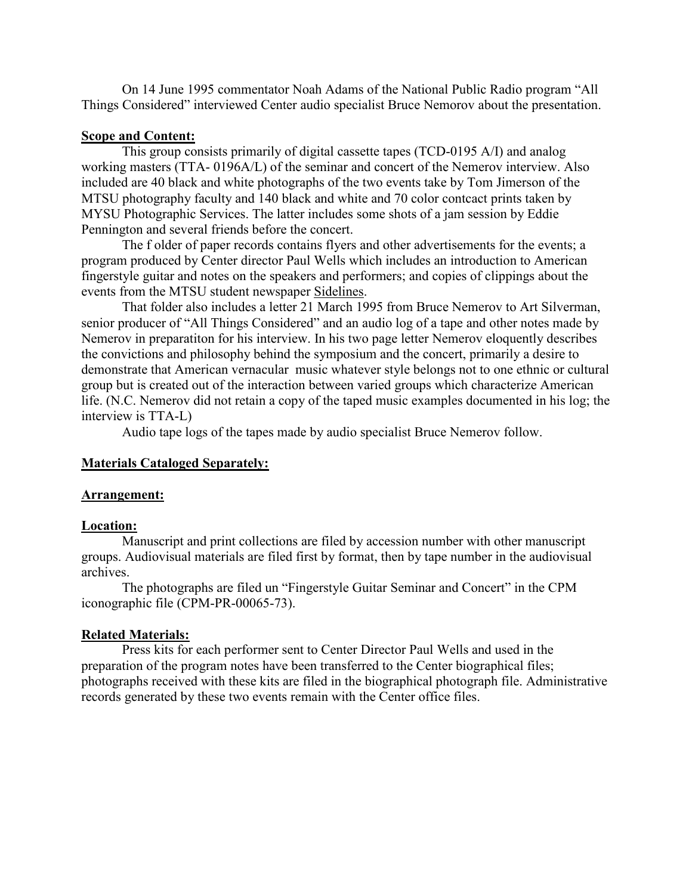On 14 June 1995 commentator Noah Adams of the National Public Radio program "All Things Considered" interviewed Center audio specialist Bruce Nemorov about the presentation.

**Scope and Content:**

This group consists primarily of digital cassette tapes (TCD-0195 A/I) and analog working masters (TTA- 0196A/L) of the seminar and concert of the Nemerov interview. Also included are 40 black and white photographs of the two events take by Tom Jimerson of the MTSU photography faculty and 140 black and white and 70 color contcact prints taken by MYSU Photographic Services. The latter includes some shots of a jam session by Eddie Pennington and several friends before the concert.

The f older of paper records contains flyers and other advertisements for the events; a program produced by Center director Paul Wells which includes an introduction to American fingerstyle guitar and notes on the speakers and performers; and copies of clippings about the events from the MTSU student newspaper Sidelines.

That folder also includes a letter 21 March 1995 from Bruce Nemerov to Art Silverman, senior producer of "All Things Considered" and an audio log of a tape and other notes made by Nemerov in preparatiton for his interview. In his two page letter Nemerov eloquently describes the convictions and philosophy behind the symposium and the concert, primarily a desire to demonstrate that American vernacular music whatever style belongs not to one ethnic or cultural group but is created out of the interaction between varied groups which characterize American life. (N.C. Nemerov did not retain a copy of the taped music examples documented in his log; the interview is TTA-L)

Audio tape logs of the tapes made by audio specialist Bruce Nemerov follow.

**Materials Cataloged Separately:**

**Arrangement:**

**Location:**

Manuscript and print collections are filed by accession number with other manuscript groups. Audiovisual materials are filed first by format, then by tape number in the audiovisual archives.

The photographs are filed un "Fingerstyle Guitar Seminar and Concert" in the CPM iconographic file (CPM-PR-00065-73).

**Related Materials:**

Press kits for each performer sent to Center Director Paul Wells and used in the preparation of the program notes have been transferred to the Center biographical files; photographs received with these kits are filed in the biographical photograph file. Administrative records generated by these two events remain with the Center office files.